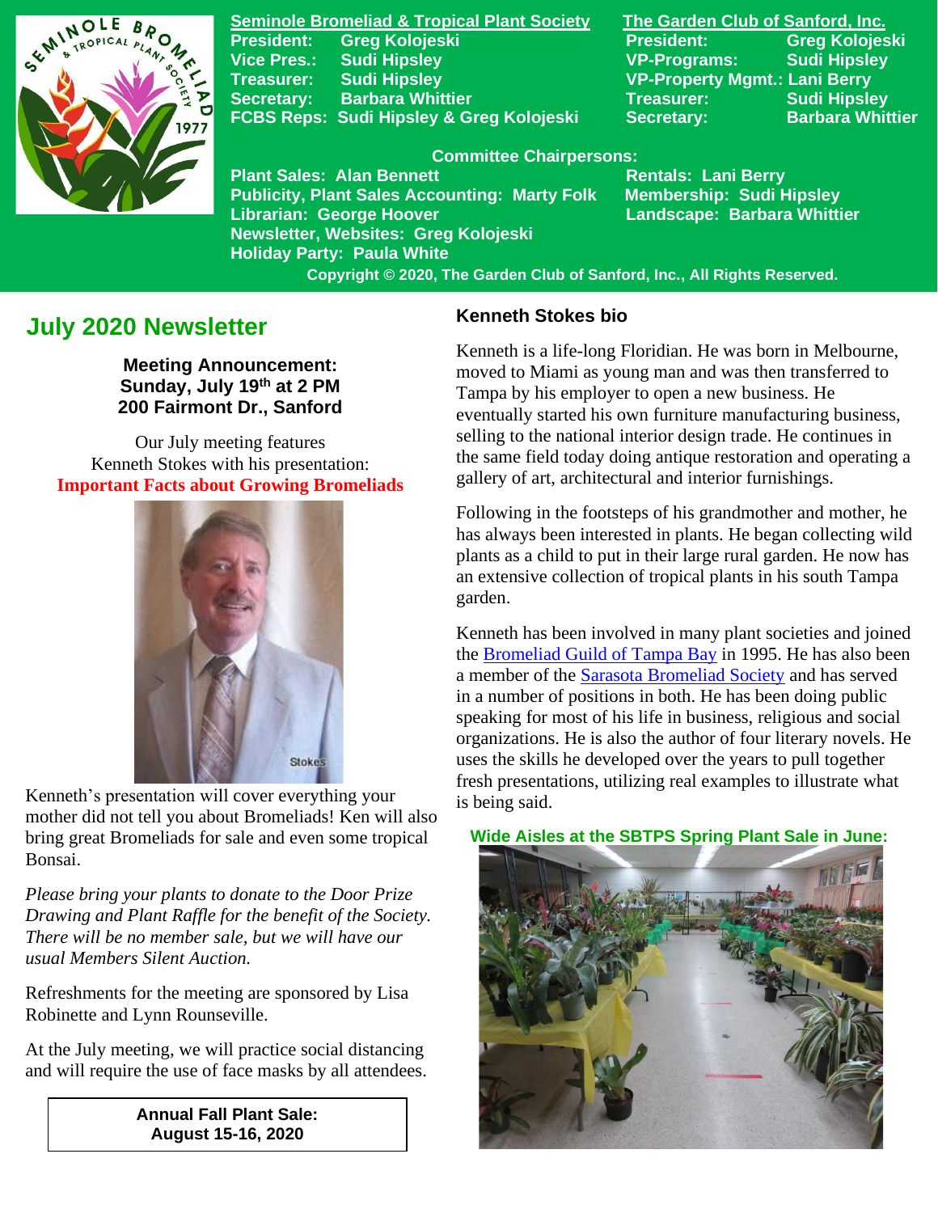**Seminole Bromeliad & Tropical Plant Society**

President: Greg Kolojeski
Vice Pres.: Sudi Hipsley
Treasurer: Sudi Hipsley
Secretary: Barbara Whittier
FCBS Reps: Sudi Hipsley & Greg Kolojeski

**The Garden Club of Sanford, Inc.**

President: Greg Kolojeski
VP-Programs: Sudi Hipsley
VP-Property Mgmt.: Lani Berry
Treasurer: Sudi Hipsley
Secretary: Barbara Whittier

**Committee Chairpersons:**

Plant Sales: Alan Bennett
Publicity, Plant Sales Accounting: Marty Folk
Librarian: George Hoover
Newsletter, Websites: Greg Kolojeski
Holiday Party: Paula White
Rentals: Lani Berry
Membership: Sudi Hipsley
Landscape: Barbara Whittier

Copyright © 2020, The Garden Club of Sanford, Inc., All Rights Reserved.

## July 2020 Newsletter

**Meeting Announcement:**
**Sunday, July 19th at 2 PM**
**200 Fairmont Dr., Sanford**

Our July meeting features
Kenneth Stokes with his presentation:
**Important Facts about Growing Bromeliads**

Kenneth's presentation will cover everything your mother did not tell you about Bromeliads! Ken will also bring great Bromeliads for sale and even some tropical Bonsai.

*Please bring your plants to donate to the Door Prize Drawing and Plant Raffle for the benefit of the Society. There will be no member sale, but we will have our usual Members Silent Auction.*

Refreshments for the meeting are sponsored by Lisa Robinette and Lynn Rounseville.

At the July meeting, we will practice social distancing and will require the use of face masks by all attendees.

**Annual Fall Plant Sale:**
**August 15-16, 2020**

### Kenneth Stokes bio

Kenneth is a life-long Floridian. He was born in Melbourne, moved to Miami as young man and was then transferred to Tampa by his employer to open a new business. He eventually started his own furniture manufacturing business, selling to the national interior design trade. He continues in the same field today doing antique restoration and operating a gallery of art, architectural and interior furnishings.

Following in the footsteps of his grandmother and mother, he has always been interested in plants. He began collecting wild plants as a child to put in their large rural garden. He now has an extensive collection of tropical plants in his south Tampa garden.

Kenneth has been involved in many plant societies and joined the Bromeliad Guild of Tampa Bay in 1995. He has also been a member of the Sarasota Bromeliad Society and has served in a number of positions in both. He has been doing public speaking for most of his life in business, religious and social organizations. He is also the author of four literary novels. He uses the skills he developed over the years to pull together fresh presentations, utilizing real examples to illustrate what is being said.

**Wide Aisles at the SBTPS Spring Plant Sale in June:**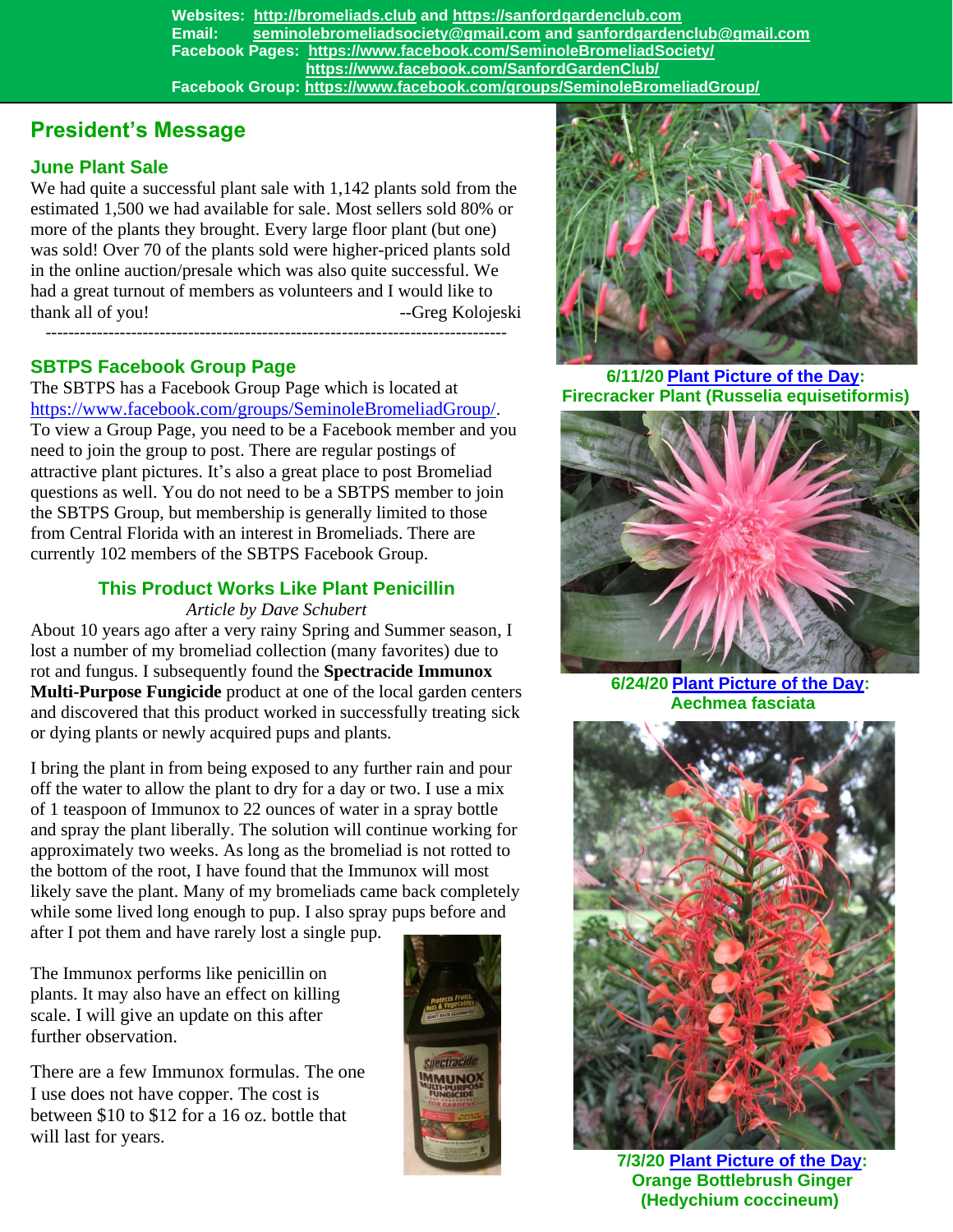**Websites:** http://bromeliads.club and https://sanfordgardenclub.com
**Email:** seminolebromeliadsociety@gmail.com and sanfordgardenclub@gmail.com
**Facebook Pages:** https://www.facebook.com/SeminoleBromeliadSociety/
https://www.facebook.com/SanfordGardenClub/
**Facebook Group:** https://www.facebook.com/groups/SeminoleBromeliadGroup/

## President's Message

### June Plant Sale

We had quite a successful plant sale with 1,142 plants sold from the estimated 1,500 we had available for sale. Most sellers sold 80% or more of the plants they brought. Every large floor plant (but one) was sold! Over 70 of the plants sold were higher-priced plants sold in the online auction/presale which was also quite successful. We had a great turnout of members as volunteers and I would like to thank all of you! --Greg Kolojeski

---

### SBTPS Facebook Group Page

The SBTPS has a Facebook Group Page which is located at https://www.facebook.com/groups/SeminoleBromeliadGroup/. To view a Group Page, you need to be a Facebook member and you need to join the group to post. There are regular postings of attractive plant pictures. It's also a great place to post Bromeliad questions as well. You do not need to be a SBTPS member to join the SBTPS Group, but membership is generally limited to those from Central Florida with an interest in Bromeliads. There are currently 102 members of the SBTPS Facebook Group.

### This Product Works Like Plant Penicillin

*Article by Dave Schubert*

About 10 years ago after a very rainy Spring and Summer season, I lost a number of my bromeliad collection (many favorites) due to rot and fungus. I subsequently found the **Spectracide Immunox Multi-Purpose Fungicide** product at one of the local garden centers and discovered that this product worked in successfully treating sick or dying plants or newly acquired pups and plants.

I bring the plant in from being exposed to any further rain and pour off the water to allow the plant to dry for a day or two. I use a mix of 1 teaspoon of Immunox to 22 ounces of water in a spray bottle and spray the plant liberally. The solution will continue working for approximately two weeks. As long as the bromeliad is not rotted to the bottom of the root, I have found that the Immunox will most likely save the plant. Many of my bromeliads came back completely while some lived long enough to pup. I also spray pups before and after I pot them and have rarely lost a single pup.

The Immunox performs like penicillin on plants. It may also have an effect on killing scale. I will give an update on this after further observation.

There are a few Immunox formulas. The one I use does not have copper. The cost is between $10 to $12 for a 16 oz. bottle that will last for years.

**6/11/20 Plant Picture of the Day: Firecracker Plant (Russelia equisetiformis)**

**6/24/20 Plant Picture of the Day: Aechmea fasciata**

**7/3/20 Plant Picture of the Day: Orange Bottlebrush Ginger (Hedychium coccineum)**